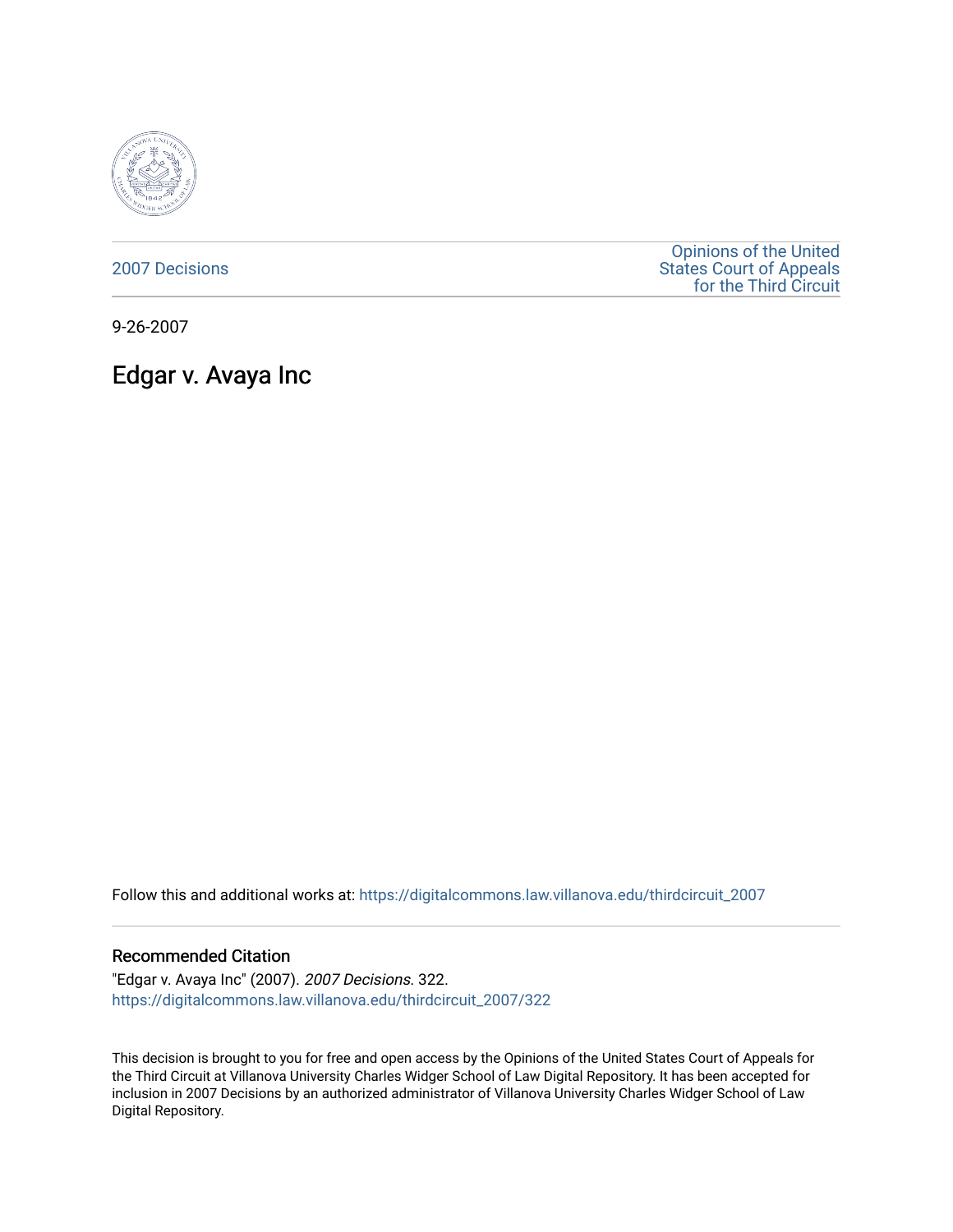2007 Decisions

Opinions of the United States Court of Appeals for the Third Circuit

9-26-2007

# Edgar v. Avaya Inc

Follow this and additional works at: https://digitalcommons.law.villanova.edu/thirdcircuit_2007

## Recommended Citation

"Edgar v. Avaya Inc" (2007). *2007 Decisions*. 322.
https://digitalcommons.law.villanova.edu/thirdcircuit_2007/322

This decision is brought to you for free and open access by the Opinions of the United States Court of Appeals for the Third Circuit at Villanova University Charles Widger School of Law Digital Repository. It has been accepted for inclusion in 2007 Decisions by an authorized administrator of Villanova University Charles Widger School of Law Digital Repository.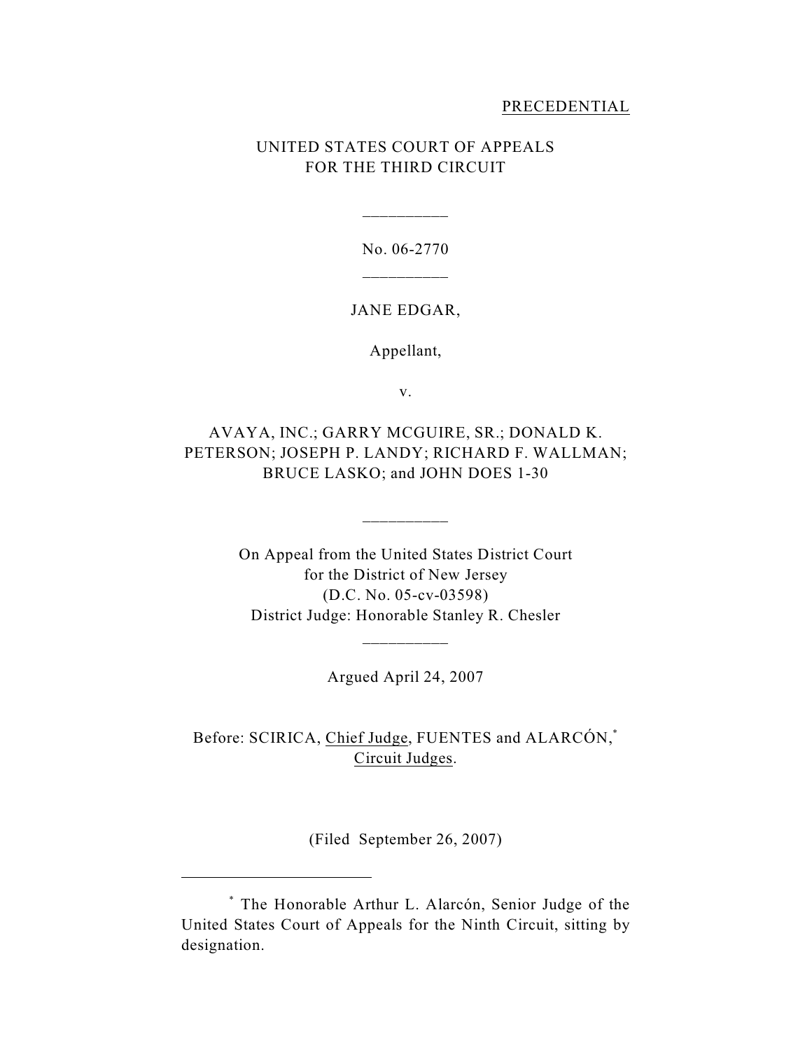PRECEDENTIAL

UNITED STATES COURT OF APPEALS
FOR THE THIRD CIRCUIT

\_\_\_\_\_\_\_\_\_\_

No. 06-2770

\_\_\_\_\_\_\_\_\_\_

JANE EDGAR,

Appellant,

v.

AVAYA, INC.; GARRY MCGUIRE, SR.; DONALD K. PETERSON; JOSEPH P. LANDY; RICHARD F. WALLMAN; BRUCE LASKO; and JOHN DOES 1-30

\_\_\_\_\_\_\_\_\_\_

On Appeal from the United States District Court
for the District of New Jersey
(D.C. No. 05-cv-03598)
District Judge: Honorable Stanley R. Chesler

\_\_\_\_\_\_\_\_\_\_

Argued April 24, 2007

Before: SCIRICA, Chief Judge, FUENTES and ALARCÓN,[*] Circuit Judges.

(Filed September 26, 2007)

---

[*] The Honorable Arthur L. Alarcón, Senior Judge of the United States Court of Appeals for the Ninth Circuit, sitting by designation.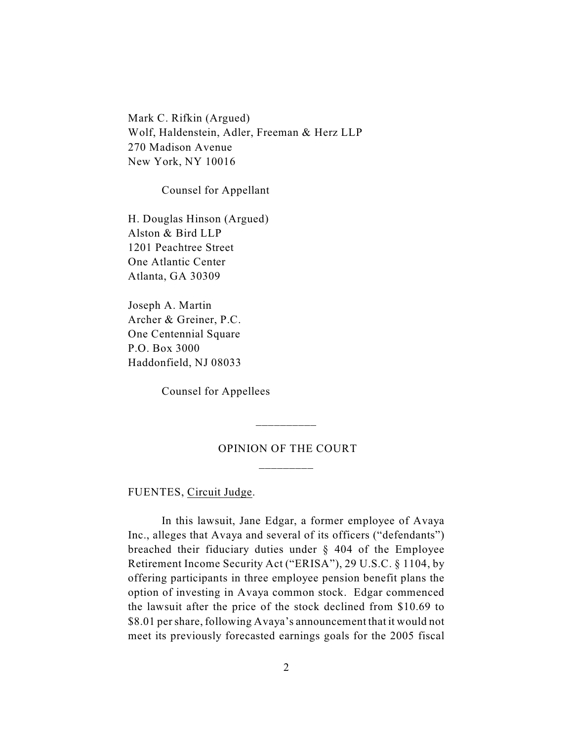Mark C. Rifkin (Argued)
Wolf, Haldenstein, Adler, Freeman & Herz LLP
270 Madison Avenue
New York, NY 10016

Counsel for Appellant

H. Douglas Hinson (Argued)
Alston & Bird LLP
1201 Peachtree Street
One Atlantic Center
Atlanta, GA 30309

Joseph A. Martin
Archer & Greiner, P.C.
One Centennial Square
P.O. Box 3000
Haddonfield, NJ 08033

Counsel for Appellees

---

OPINION OF THE COURT

---

FUENTES, Circuit Judge.

In this lawsuit, Jane Edgar, a former employee of Avaya Inc., alleges that Avaya and several of its officers ("defendants") breached their fiduciary duties under § 404 of the Employee Retirement Income Security Act ("ERISA"), 29 U.S.C. § 1104, by offering participants in three employee pension benefit plans the option of investing in Avaya common stock. Edgar commenced the lawsuit after the price of the stock declined from $10.69 to $8.01 per share, following Avaya's announcement that it would not meet its previously forecasted earnings goals for the 2005 fiscal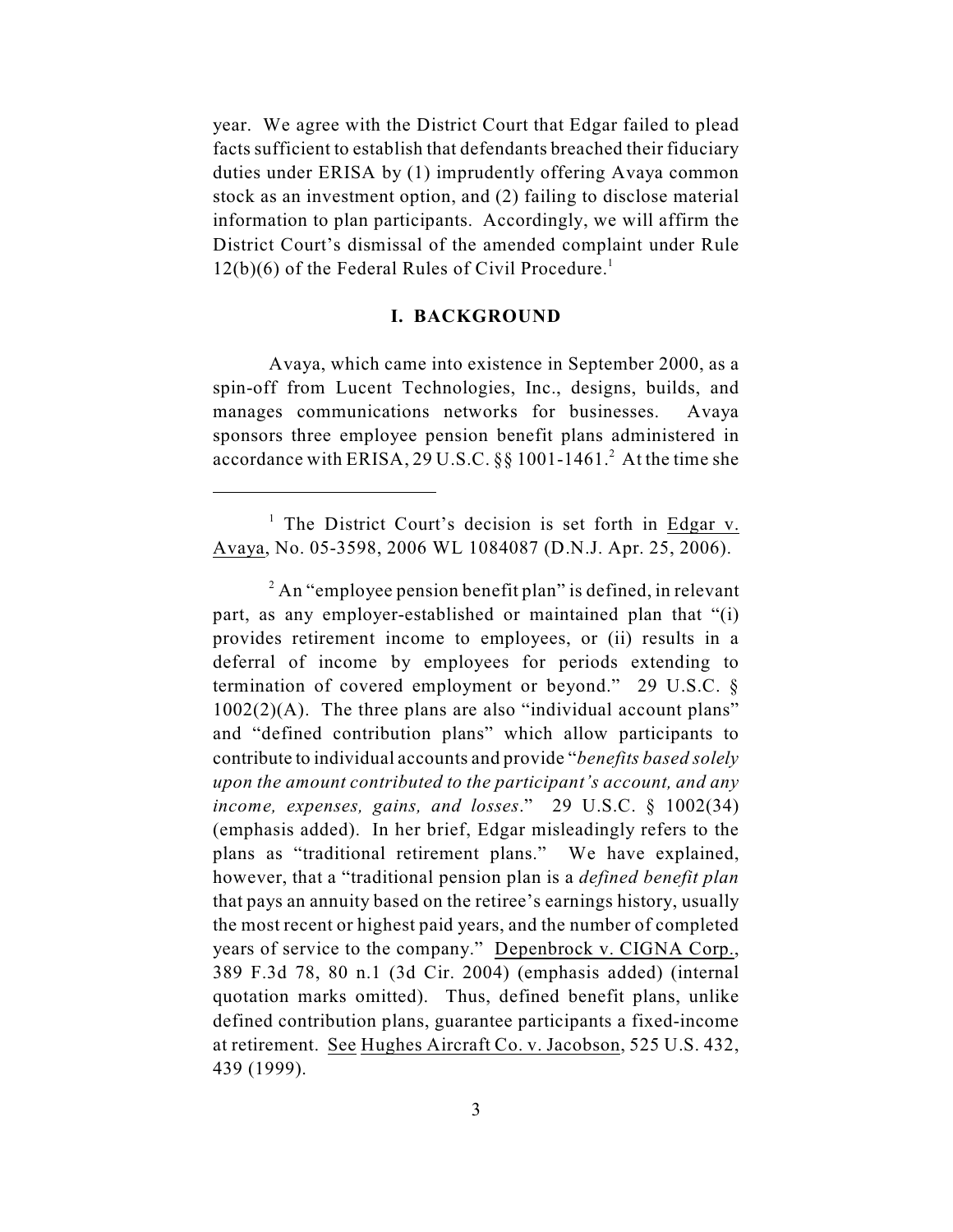year. We agree with the District Court that Edgar failed to plead facts sufficient to establish that defendants breached their fiduciary duties under ERISA by (1) imprudently offering Avaya common stock as an investment option, and (2) failing to disclose material information to plan participants. Accordingly, we will affirm the District Court's dismissal of the amended complaint under Rule 12(b)(6) of the Federal Rules of Civil Procedure.[1]

## I. BACKGROUND

Avaya, which came into existence in September 2000, as a spin-off from Lucent Technologies, Inc., designs, builds, and manages communications networks for businesses. Avaya sponsors three employee pension benefit plans administered in accordance with ERISA, 29 U.S.C. §§ 1001-1461.[2] At the time she

---

[1] The District Court's decision is set forth in Edgar v. Avaya, No. 05-3598, 2006 WL 1084087 (D.N.J. Apr. 25, 2006).

[2] An "employee pension benefit plan" is defined, in relevant part, as any employer-established or maintained plan that "(i) provides retirement income to employees, or (ii) results in a deferral of income by employees for periods extending to termination of covered employment or beyond." 29 U.S.C. § 1002(2)(A). The three plans are also "individual account plans" and "defined contribution plans" which allow participants to contribute to individual accounts and provide "*benefits based solely upon the amount contributed to the participant's account, and any income, expenses, gains, and losses*." 29 U.S.C. § 1002(34) (emphasis added). In her brief, Edgar misleadingly refers to the plans as "traditional retirement plans." We have explained, however, that a "traditional pension plan is a *defined benefit plan* that pays an annuity based on the retiree's earnings history, usually the most recent or highest paid years, and the number of completed years of service to the company." Depenbrock v. CIGNA Corp., 389 F.3d 78, 80 n.1 (3d Cir. 2004) (emphasis added) (internal quotation marks omitted). Thus, defined benefit plans, unlike defined contribution plans, guarantee participants a fixed-income at retirement. See Hughes Aircraft Co. v. Jacobson, 525 U.S. 432, 439 (1999).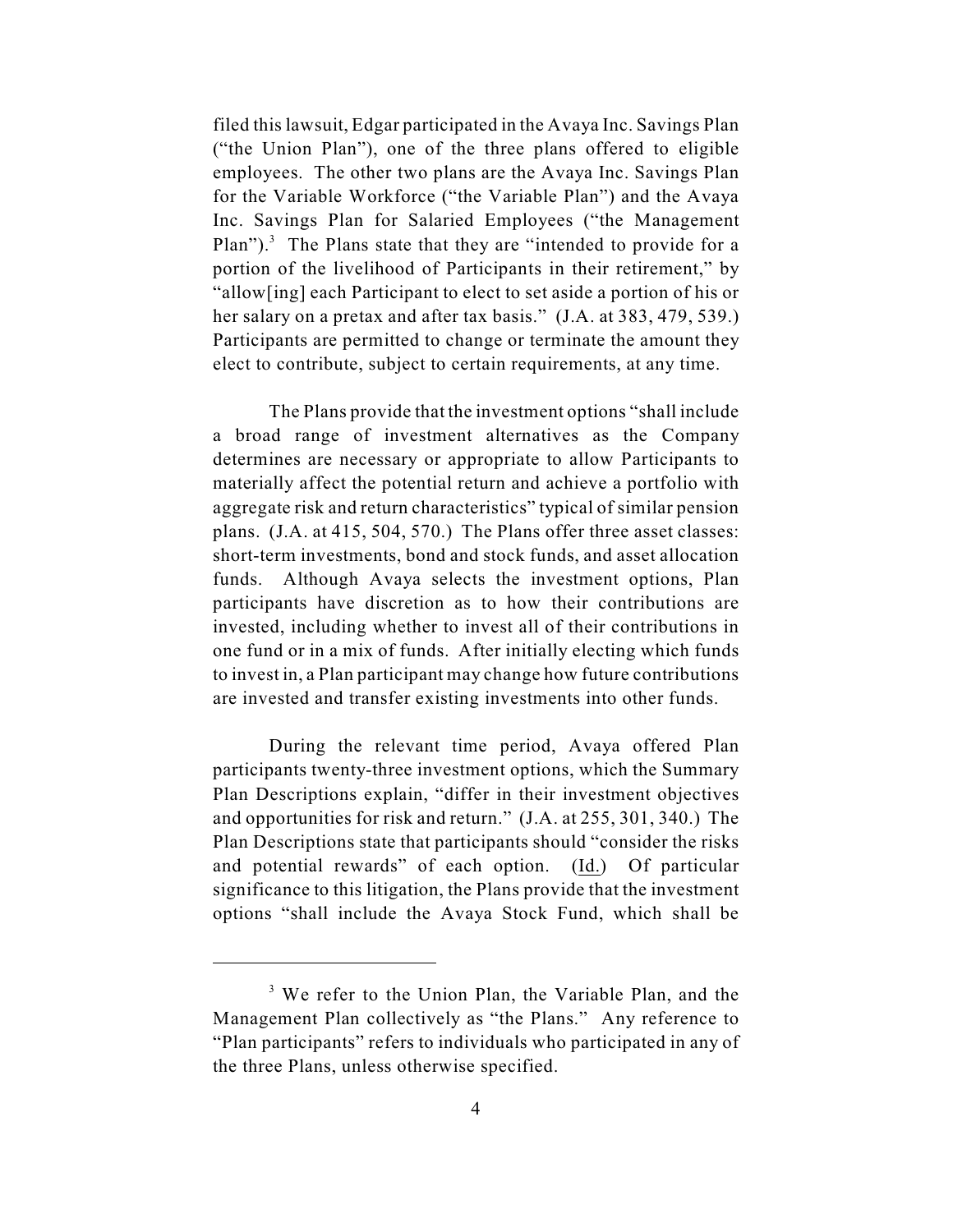filed this lawsuit, Edgar participated in the Avaya Inc. Savings Plan ("the Union Plan"), one of the three plans offered to eligible employees. The other two plans are the Avaya Inc. Savings Plan for the Variable Workforce ("the Variable Plan") and the Avaya Inc. Savings Plan for Salaried Employees ("the Management Plan").[3] The Plans state that they are "intended to provide for a portion of the livelihood of Participants in their retirement," by "allow[ing] each Participant to elect to set aside a portion of his or her salary on a pretax and after tax basis." (J.A. at 383, 479, 539.) Participants are permitted to change or terminate the amount they elect to contribute, subject to certain requirements, at any time.

The Plans provide that the investment options "shall include a broad range of investment alternatives as the Company determines are necessary or appropriate to allow Participants to materially affect the potential return and achieve a portfolio with aggregate risk and return characteristics" typical of similar pension plans. (J.A. at 415, 504, 570.) The Plans offer three asset classes: short-term investments, bond and stock funds, and asset allocation funds. Although Avaya selects the investment options, Plan participants have discretion as to how their contributions are invested, including whether to invest all of their contributions in one fund or in a mix of funds. After initially electing which funds to invest in, a Plan participant may change how future contributions are invested and transfer existing investments into other funds.

During the relevant time period, Avaya offered Plan participants twenty-three investment options, which the Summary Plan Descriptions explain, "differ in their investment objectives and opportunities for risk and return." (J.A. at 255, 301, 340.) The Plan Descriptions state that participants should "consider the risks and potential rewards" of each option. (Id.) Of particular significance to this litigation, the Plans provide that the investment options "shall include the Avaya Stock Fund, which shall be

---

[3] We refer to the Union Plan, the Variable Plan, and the Management Plan collectively as "the Plans." Any reference to "Plan participants" refers to individuals who participated in any of the three Plans, unless otherwise specified.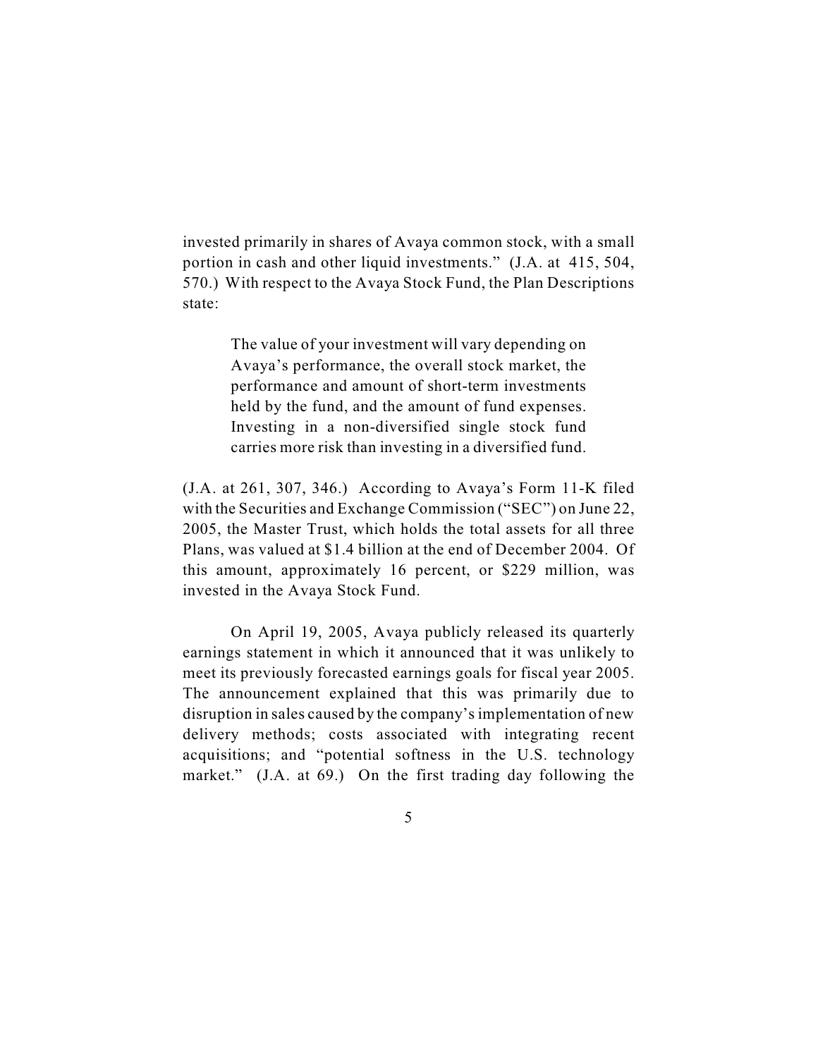invested primarily in shares of Avaya common stock, with a small portion in cash and other liquid investments." (J.A. at 415, 504, 570.) With respect to the Avaya Stock Fund, the Plan Descriptions state:

> The value of your investment will vary depending on Avaya's performance, the overall stock market, the performance and amount of short-term investments held by the fund, and the amount of fund expenses. Investing in a non-diversified single stock fund carries more risk than investing in a diversified fund.

(J.A. at 261, 307, 346.) According to Avaya's Form 11-K filed with the Securities and Exchange Commission ("SEC") on June 22, 2005, the Master Trust, which holds the total assets for all three Plans, was valued at $1.4 billion at the end of December 2004. Of this amount, approximately 16 percent, or $229 million, was invested in the Avaya Stock Fund.

On April 19, 2005, Avaya publicly released its quarterly earnings statement in which it announced that it was unlikely to meet its previously forecasted earnings goals for fiscal year 2005. The announcement explained that this was primarily due to disruption in sales caused by the company's implementation of new delivery methods; costs associated with integrating recent acquisitions; and "potential softness in the U.S. technology market." (J.A. at 69.) On the first trading day following the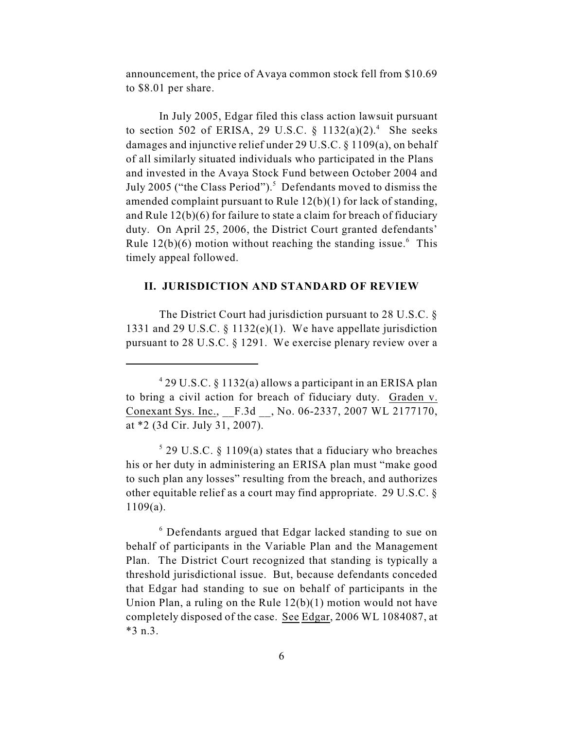announcement, the price of Avaya common stock fell from $10.69 to $8.01 per share.

In July 2005, Edgar filed this class action lawsuit pursuant to section 502 of ERISA, 29 U.S.C. § 1132(a)(2).[4] She seeks damages and injunctive relief under 29 U.S.C. § 1109(a), on behalf of all similarly situated individuals who participated in the Plans and invested in the Avaya Stock Fund between October 2004 and July 2005 ("the Class Period").[5] Defendants moved to dismiss the amended complaint pursuant to Rule 12(b)(1) for lack of standing, and Rule 12(b)(6) for failure to state a claim for breach of fiduciary duty. On April 25, 2006, the District Court granted defendants' Rule 12(b)(6) motion without reaching the standing issue.[6] This timely appeal followed.

## II. JURISDICTION AND STANDARD OF REVIEW

The District Court had jurisdiction pursuant to 28 U.S.C. § 1331 and 29 U.S.C. § 1132(e)(1). We have appellate jurisdiction pursuant to 28 U.S.C. § 1291. We exercise plenary review over a

---

[4] 29 U.S.C. § 1132(a) allows a participant in an ERISA plan to bring a civil action for breach of fiduciary duty. Graden v. Conexant Sys. Inc., __F.3d __, No. 06-2337, 2007 WL 2177170, at *2 (3d Cir. July 31, 2007).

[5] 29 U.S.C. § 1109(a) states that a fiduciary who breaches his or her duty in administering an ERISA plan must "make good to such plan any losses" resulting from the breach, and authorizes other equitable relief as a court may find appropriate. 29 U.S.C. § 1109(a).

[6] Defendants argued that Edgar lacked standing to sue on behalf of participants in the Variable Plan and the Management Plan. The District Court recognized that standing is typically a threshold jurisdictional issue. But, because defendants conceded that Edgar had standing to sue on behalf of participants in the Union Plan, a ruling on the Rule 12(b)(1) motion would not have completely disposed of the case. See Edgar, 2006 WL 1084087, at *3 n.3.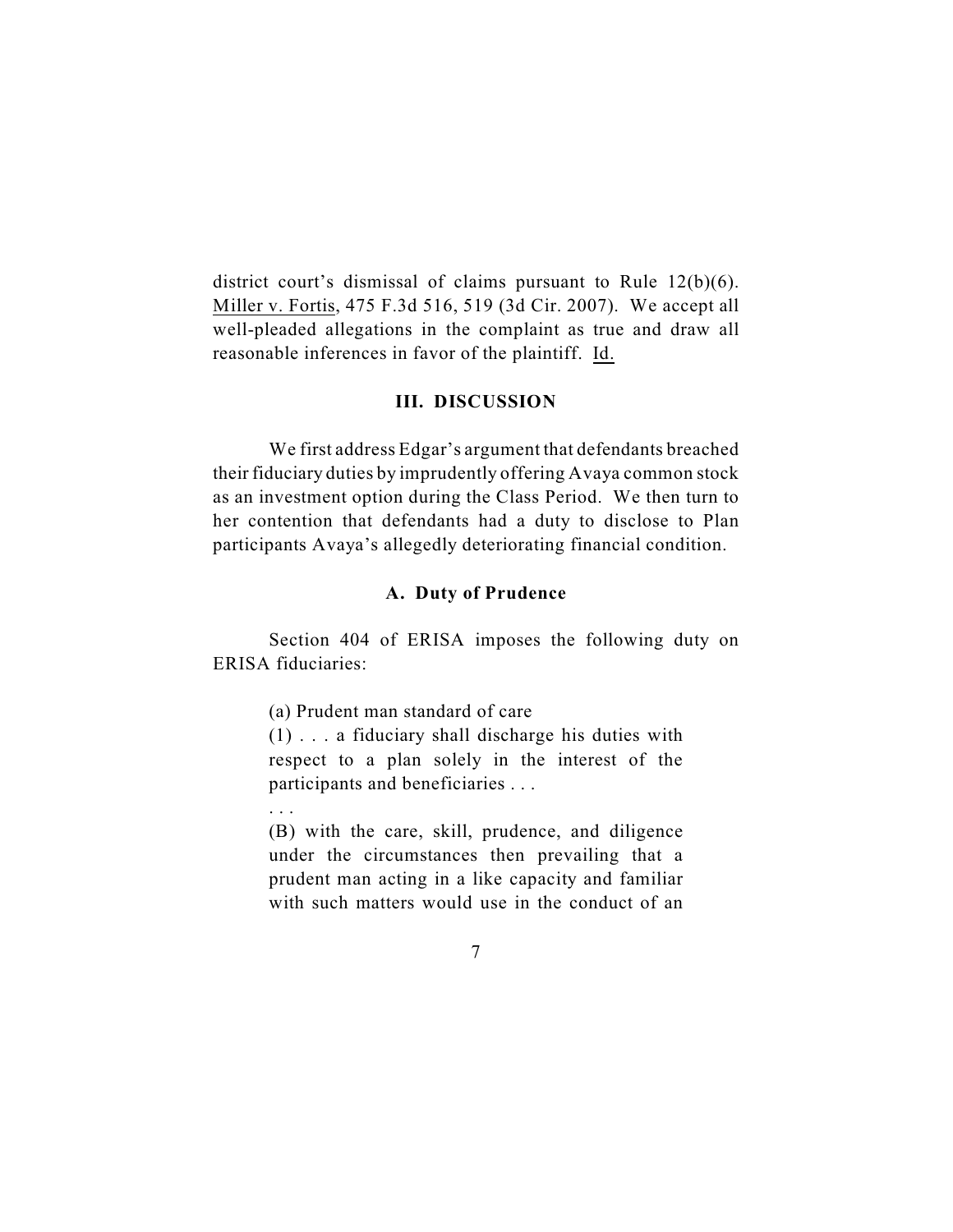district court's dismissal of claims pursuant to Rule 12(b)(6). Miller v. Fortis, 475 F.3d 516, 519 (3d Cir. 2007). We accept all well-pleaded allegations in the complaint as true and draw all reasonable inferences in favor of the plaintiff. Id.

## III. DISCUSSION

We first address Edgar's argument that defendants breached their fiduciary duties by imprudently offering Avaya common stock as an investment option during the Class Period. We then turn to her contention that defendants had a duty to disclose to Plan participants Avaya's allegedly deteriorating financial condition.

### A. Duty of Prudence

Section 404 of ERISA imposes the following duty on ERISA fiduciaries:

> (a) Prudent man standard of care
>
> (1) . . . a fiduciary shall discharge his duties with respect to a plan solely in the interest of the participants and beneficiaries . . .
>
> . . .
>
> (B) with the care, skill, prudence, and diligence under the circumstances then prevailing that a prudent man acting in a like capacity and familiar with such matters would use in the conduct of an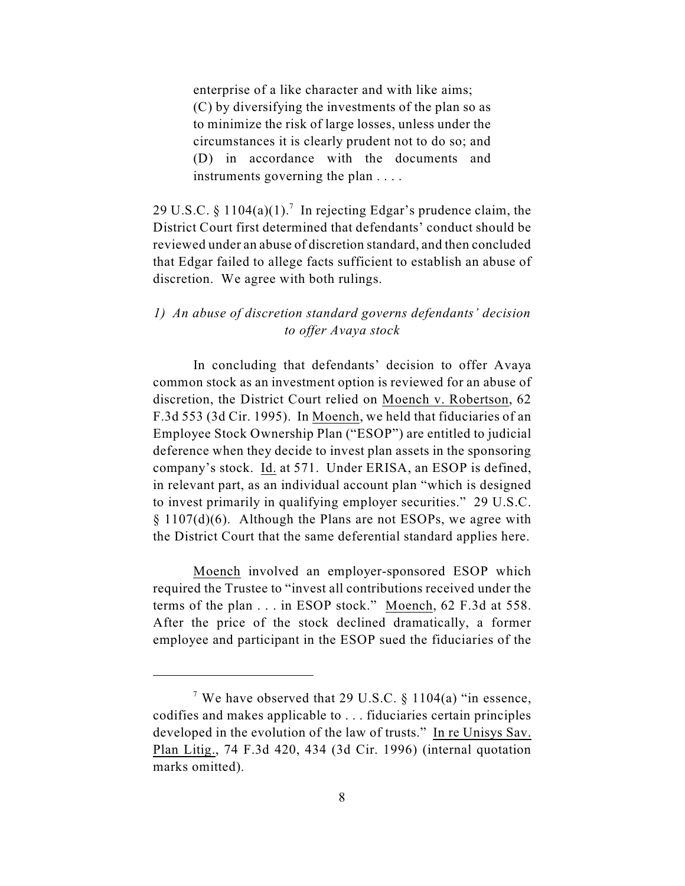> enterprise of a like character and with like aims;
> (C) by diversifying the investments of the plan so as to minimize the risk of large losses, unless under the circumstances it is clearly prudent not to do so; and
> (D) in accordance with the documents and instruments governing the plan . . . .

29 U.S.C. § 1104(a)(1).[7] In rejecting Edgar's prudence claim, the District Court first determined that defendants' conduct should be reviewed under an abuse of discretion standard, and then concluded that Edgar failed to allege facts sufficient to establish an abuse of discretion. We agree with both rulings.

*1) An abuse of discretion standard governs defendants' decision to offer Avaya stock*

In concluding that defendants' decision to offer Avaya common stock as an investment option is reviewed for an abuse of discretion, the District Court relied on Moench v. Robertson, 62 F.3d 553 (3d Cir. 1995). In Moench, we held that fiduciaries of an Employee Stock Ownership Plan ("ESOP") are entitled to judicial deference when they decide to invest plan assets in the sponsoring company's stock. Id. at 571. Under ERISA, an ESOP is defined, in relevant part, as an individual account plan "which is designed to invest primarily in qualifying employer securities." 29 U.S.C. § 1107(d)(6). Although the Plans are not ESOPs, we agree with the District Court that the same deferential standard applies here.

Moench involved an employer-sponsored ESOP which required the Trustee to "invest all contributions received under the terms of the plan . . . in ESOP stock." Moench, 62 F.3d at 558. After the price of the stock declined dramatically, a former employee and participant in the ESOP sued the fiduciaries of the

---

[7] We have observed that 29 U.S.C. § 1104(a) "in essence, codifies and makes applicable to . . . fiduciaries certain principles developed in the evolution of the law of trusts." In re Unisys Sav. Plan Litig., 74 F.3d 420, 434 (3d Cir. 1996) (internal quotation marks omitted).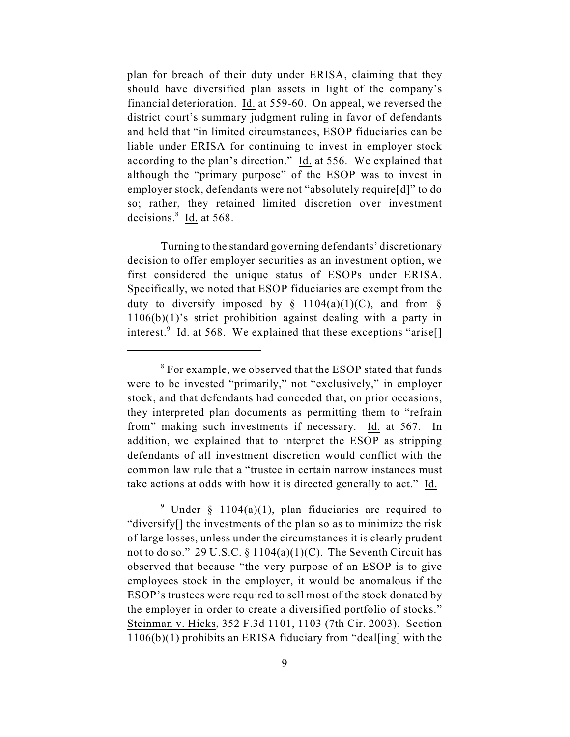plan for breach of their duty under ERISA, claiming that they should have diversified plan assets in light of the company's financial deterioration. Id. at 559-60. On appeal, we reversed the district court's summary judgment ruling in favor of defendants and held that "in limited circumstances, ESOP fiduciaries can be liable under ERISA for continuing to invest in employer stock according to the plan's direction." Id. at 556. We explained that although the "primary purpose" of the ESOP was to invest in employer stock, defendants were not "absolutely require[d]" to do so; rather, they retained limited discretion over investment decisions.[8] Id. at 568.

Turning to the standard governing defendants' discretionary decision to offer employer securities as an investment option, we first considered the unique status of ESOPs under ERISA. Specifically, we noted that ESOP fiduciaries are exempt from the duty to diversify imposed by § 1104(a)(1)(C), and from § 1106(b)(1)'s strict prohibition against dealing with a party in interest.[9] Id. at 568. We explained that these exceptions "arise[]

---

[8] For example, we observed that the ESOP stated that funds were to be invested "primarily," not "exclusively," in employer stock, and that defendants had conceded that, on prior occasions, they interpreted plan documents as permitting them to "refrain from" making such investments if necessary. Id. at 567. In addition, we explained that to interpret the ESOP as stripping defendants of all investment discretion would conflict with the common law rule that a "trustee in certain narrow instances must take actions at odds with how it is directed generally to act." Id.

[9] Under § 1104(a)(1), plan fiduciaries are required to "diversify[] the investments of the plan so as to minimize the risk of large losses, unless under the circumstances it is clearly prudent not to do so." 29 U.S.C. § 1104(a)(1)(C). The Seventh Circuit has observed that because "the very purpose of an ESOP is to give employees stock in the employer, it would be anomalous if the ESOP's trustees were required to sell most of the stock donated by the employer in order to create a diversified portfolio of stocks." Steinman v. Hicks, 352 F.3d 1101, 1103 (7th Cir. 2003). Section 1106(b)(1) prohibits an ERISA fiduciary from "deal[ing] with the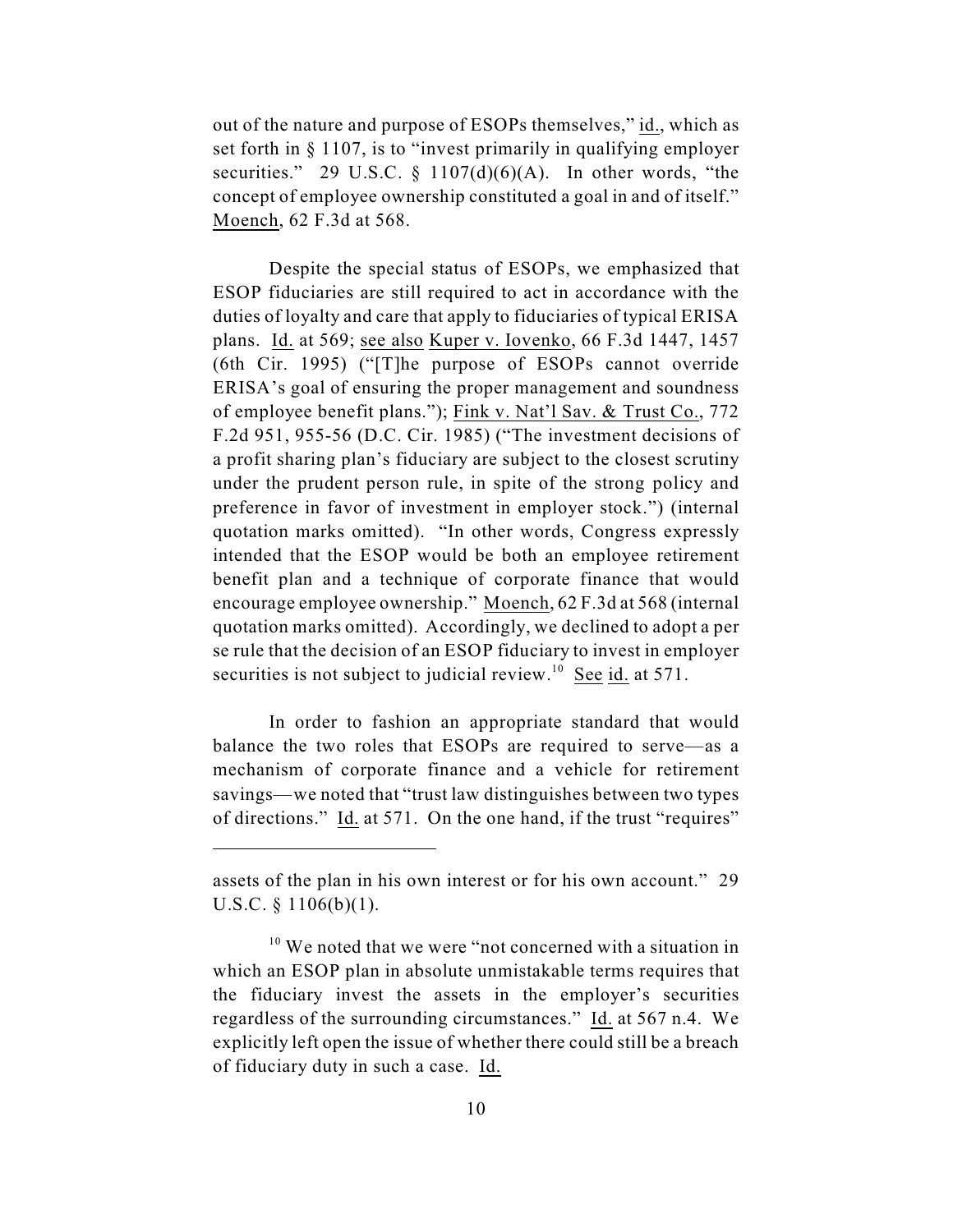out of the nature and purpose of ESOPs themselves," id., which as set forth in § 1107, is to "invest primarily in qualifying employer securities." 29 U.S.C. § 1107(d)(6)(A). In other words, "the concept of employee ownership constituted a goal in and of itself." Moench, 62 F.3d at 568.

Despite the special status of ESOPs, we emphasized that ESOP fiduciaries are still required to act in accordance with the duties of loyalty and care that apply to fiduciaries of typical ERISA plans. Id. at 569; see also Kuper v. Iovenko, 66 F.3d 1447, 1457 (6th Cir. 1995) ("[T]he purpose of ESOPs cannot override ERISA's goal of ensuring the proper management and soundness of employee benefit plans."); Fink v. Nat'l Sav. & Trust Co., 772 F.2d 951, 955-56 (D.C. Cir. 1985) ("The investment decisions of a profit sharing plan's fiduciary are subject to the closest scrutiny under the prudent person rule, in spite of the strong policy and preference in favor of investment in employer stock.") (internal quotation marks omitted). "In other words, Congress expressly intended that the ESOP would be both an employee retirement benefit plan and a technique of corporate finance that would encourage employee ownership." Moench, 62 F.3d at 568 (internal quotation marks omitted). Accordingly, we declined to adopt a per se rule that the decision of an ESOP fiduciary to invest in employer securities is not subject to judicial review.[10] See id. at 571.

In order to fashion an appropriate standard that would balance the two roles that ESOPs are required to serve—as a mechanism of corporate finance and a vehicle for retirement savings—we noted that "trust law distinguishes between two types of directions." Id. at 571. On the one hand, if the trust "requires"

---

assets of the plan in his own interest or for his own account." 29 U.S.C. § 1106(b)(1).

[10] We noted that we were "not concerned with a situation in which an ESOP plan in absolute unmistakable terms requires that the fiduciary invest the assets in the employer's securities regardless of the surrounding circumstances." Id. at 567 n.4. We explicitly left open the issue of whether there could still be a breach of fiduciary duty in such a case. Id.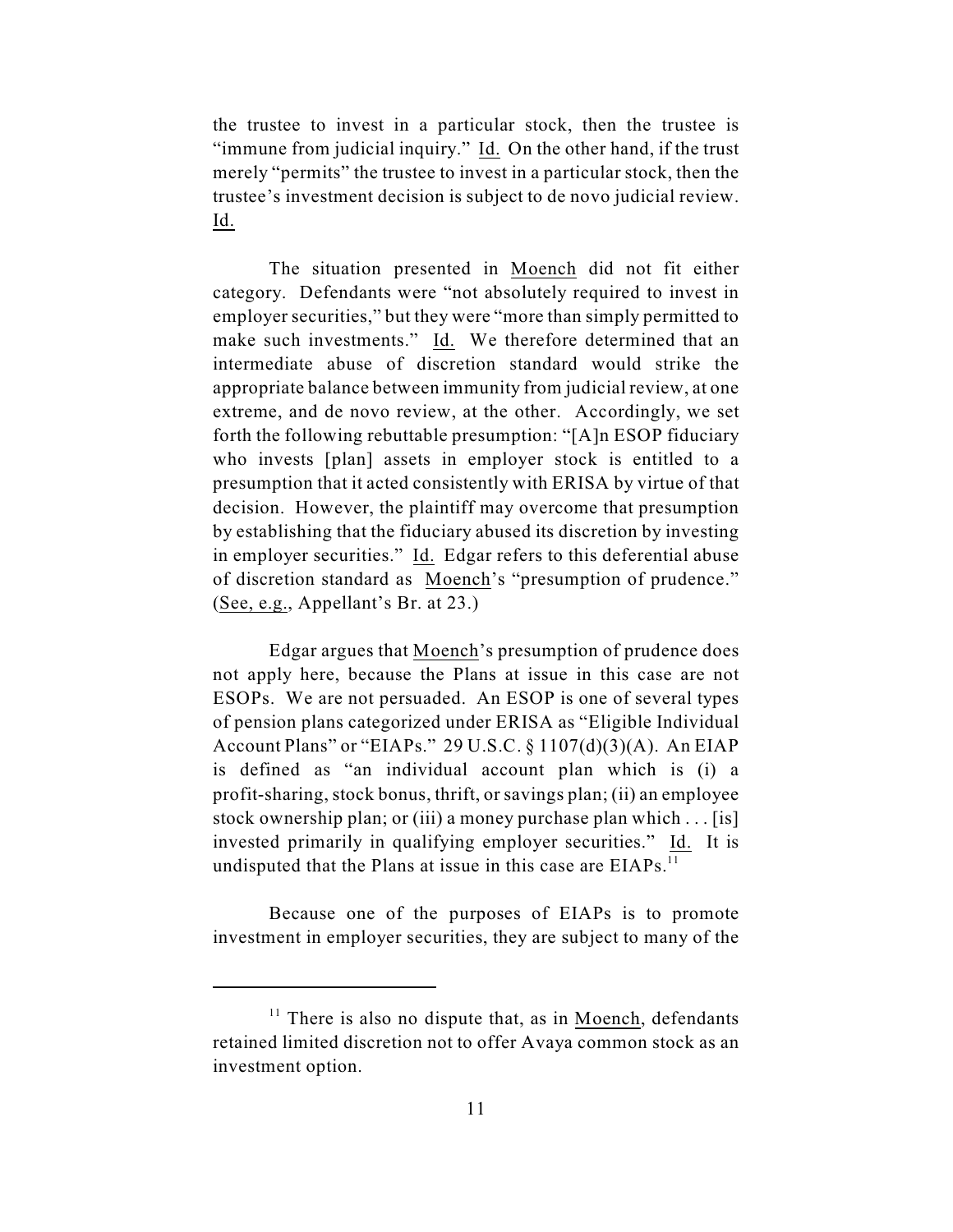the trustee to invest in a particular stock, then the trustee is "immune from judicial inquiry." Id. On the other hand, if the trust merely "permits" the trustee to invest in a particular stock, then the trustee's investment decision is subject to de novo judicial review. Id.

The situation presented in Moench did not fit either category. Defendants were "not absolutely required to invest in employer securities," but they were "more than simply permitted to make such investments." Id. We therefore determined that an intermediate abuse of discretion standard would strike the appropriate balance between immunity from judicial review, at one extreme, and de novo review, at the other. Accordingly, we set forth the following rebuttable presumption: "[A]n ESOP fiduciary who invests [plan] assets in employer stock is entitled to a presumption that it acted consistently with ERISA by virtue of that decision. However, the plaintiff may overcome that presumption by establishing that the fiduciary abused its discretion by investing in employer securities." Id. Edgar refers to this deferential abuse of discretion standard as Moench's "presumption of prudence." (See, e.g., Appellant's Br. at 23.)

Edgar argues that Moench's presumption of prudence does not apply here, because the Plans at issue in this case are not ESOPs. We are not persuaded. An ESOP is one of several types of pension plans categorized under ERISA as "Eligible Individual Account Plans" or "EIAPs." 29 U.S.C. § 1107(d)(3)(A). An EIAP is defined as "an individual account plan which is (i) a profit-sharing, stock bonus, thrift, or savings plan; (ii) an employee stock ownership plan; or (iii) a money purchase plan which . . . [is] invested primarily in qualifying employer securities." Id. It is undisputed that the Plans at issue in this case are EIAPs.[11]

Because one of the purposes of EIAPs is to promote investment in employer securities, they are subject to many of the

[11] There is also no dispute that, as in Moench, defendants retained limited discretion not to offer Avaya common stock as an investment option.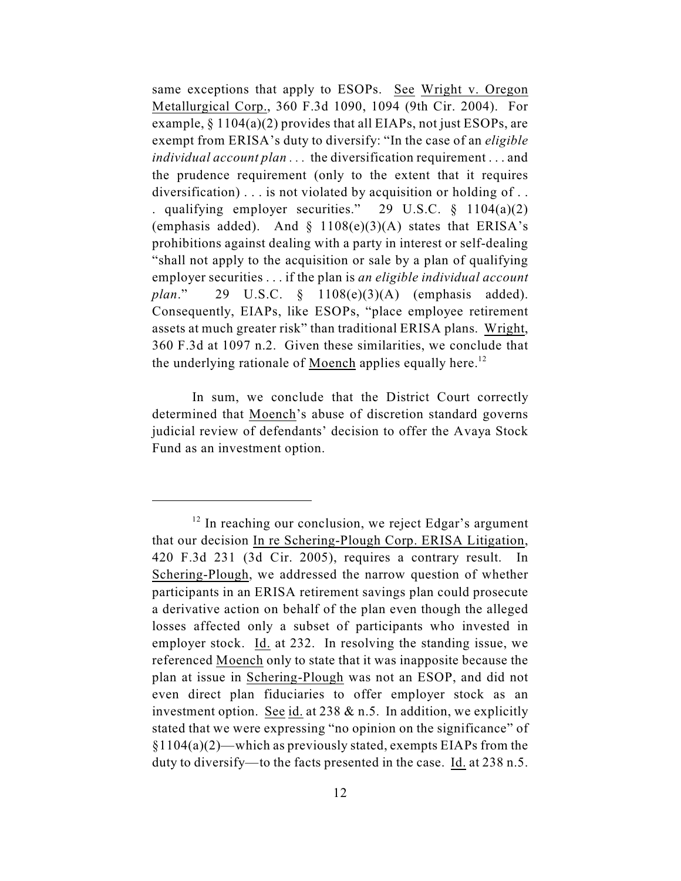same exceptions that apply to ESOPs. See Wright v. Oregon Metallurgical Corp., 360 F.3d 1090, 1094 (9th Cir. 2004). For example, § 1104(a)(2) provides that all EIAPs, not just ESOPs, are exempt from ERISA's duty to diversify: "In the case of an *eligible individual account plan* . . . the diversification requirement . . . and the prudence requirement (only to the extent that it requires diversification) . . . is not violated by acquisition or holding of . . . qualifying employer securities." 29 U.S.C. § 1104(a)(2) (emphasis added). And § 1108(e)(3)(A) states that ERISA's prohibitions against dealing with a party in interest or self-dealing "shall not apply to the acquisition or sale by a plan of qualifying employer securities . . . if the plan is *an eligible individual account plan*." 29 U.S.C. § 1108(e)(3)(A) (emphasis added). Consequently, EIAPs, like ESOPs, "place employee retirement assets at much greater risk" than traditional ERISA plans. Wright, 360 F.3d at 1097 n.2. Given these similarities, we conclude that the underlying rationale of Moench applies equally here.[12]

In sum, we conclude that the District Court correctly determined that Moench's abuse of discretion standard governs judicial review of defendants' decision to offer the Avaya Stock Fund as an investment option.

---

[12] In reaching our conclusion, we reject Edgar's argument that our decision In re Schering-Plough Corp. ERISA Litigation, 420 F.3d 231 (3d Cir. 2005), requires a contrary result. In Schering-Plough, we addressed the narrow question of whether participants in an ERISA retirement savings plan could prosecute a derivative action on behalf of the plan even though the alleged losses affected only a subset of participants who invested in employer stock. Id. at 232. In resolving the standing issue, we referenced Moench only to state that it was inapposite because the plan at issue in Schering-Plough was not an ESOP, and did not even direct plan fiduciaries to offer employer stock as an investment option. See id. at 238 & n.5. In addition, we explicitly stated that we were expressing "no opinion on the significance" of §1104(a)(2)—which as previously stated, exempts EIAPs from the duty to diversify—to the facts presented in the case. Id. at 238 n.5.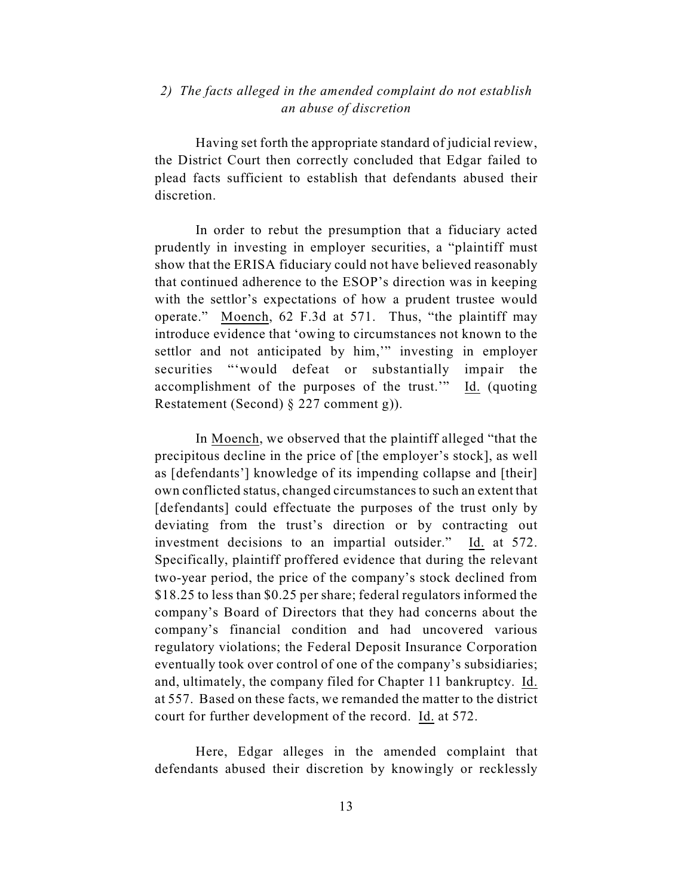*2) The facts alleged in the amended complaint do not establish an abuse of discretion*

Having set forth the appropriate standard of judicial review, the District Court then correctly concluded that Edgar failed to plead facts sufficient to establish that defendants abused their discretion.

In order to rebut the presumption that a fiduciary acted prudently in investing in employer securities, a "plaintiff must show that the ERISA fiduciary could not have believed reasonably that continued adherence to the ESOP's direction was in keeping with the settlor's expectations of how a prudent trustee would operate." Moench, 62 F.3d at 571. Thus, "the plaintiff may introduce evidence that 'owing to circumstances not known to the settlor and not anticipated by him,'" investing in employer securities "'would defeat or substantially impair the accomplishment of the purposes of the trust.'" Id. (quoting Restatement (Second) § 227 comment g)).

In Moench, we observed that the plaintiff alleged "that the precipitous decline in the price of [the employer's stock], as well as [defendants'] knowledge of its impending collapse and [their] own conflicted status, changed circumstances to such an extent that [defendants] could effectuate the purposes of the trust only by deviating from the trust's direction or by contracting out investment decisions to an impartial outsider." Id. at 572. Specifically, plaintiff proffered evidence that during the relevant two-year period, the price of the company's stock declined from $18.25 to less than $0.25 per share; federal regulators informed the company's Board of Directors that they had concerns about the company's financial condition and had uncovered various regulatory violations; the Federal Deposit Insurance Corporation eventually took over control of one of the company's subsidiaries; and, ultimately, the company filed for Chapter 11 bankruptcy. Id. at 557. Based on these facts, we remanded the matter to the district court for further development of the record. Id. at 572.

Here, Edgar alleges in the amended complaint that defendants abused their discretion by knowingly or recklessly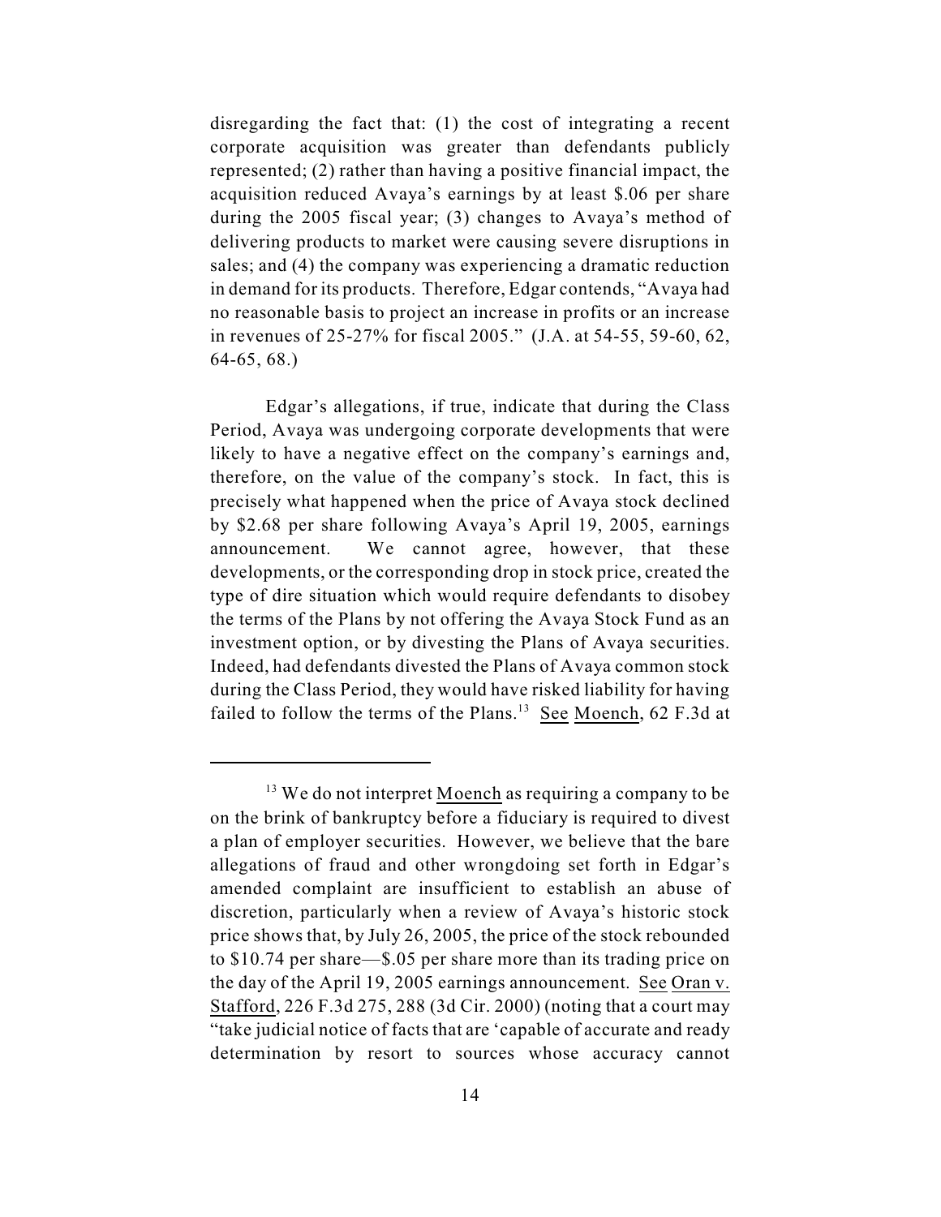disregarding the fact that: (1) the cost of integrating a recent corporate acquisition was greater than defendants publicly represented; (2) rather than having a positive financial impact, the acquisition reduced Avaya's earnings by at least $.06 per share during the 2005 fiscal year; (3) changes to Avaya's method of delivering products to market were causing severe disruptions in sales; and (4) the company was experiencing a dramatic reduction in demand for its products. Therefore, Edgar contends, "Avaya had no reasonable basis to project an increase in profits or an increase in revenues of 25-27% for fiscal 2005." (J.A. at 54-55, 59-60, 62, 64-65, 68.)

Edgar's allegations, if true, indicate that during the Class Period, Avaya was undergoing corporate developments that were likely to have a negative effect on the company's earnings and, therefore, on the value of the company's stock. In fact, this is precisely what happened when the price of Avaya stock declined by $2.68 per share following Avaya's April 19, 2005, earnings announcement. We cannot agree, however, that these developments, or the corresponding drop in stock price, created the type of dire situation which would require defendants to disobey the terms of the Plans by not offering the Avaya Stock Fund as an investment option, or by divesting the Plans of Avaya securities. Indeed, had defendants divested the Plans of Avaya common stock during the Class Period, they would have risked liability for having failed to follow the terms of the Plans.[13] See Moench, 62 F.3d at

---

[13] We do not interpret Moench as requiring a company to be on the brink of bankruptcy before a fiduciary is required to divest a plan of employer securities. However, we believe that the bare allegations of fraud and other wrongdoing set forth in Edgar's amended complaint are insufficient to establish an abuse of discretion, particularly when a review of Avaya's historic stock price shows that, by July 26, 2005, the price of the stock rebounded to $10.74 per share—$.05 per share more than its trading price on the day of the April 19, 2005 earnings announcement. See Oran v. Stafford, 226 F.3d 275, 288 (3d Cir. 2000) (noting that a court may "take judicial notice of facts that are 'capable of accurate and ready determination by resort to sources whose accuracy cannot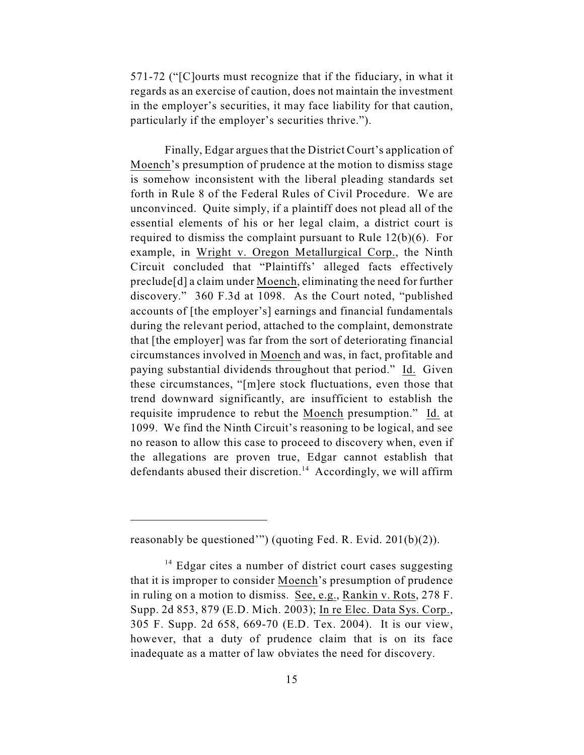571-72 ("[C]ourts must recognize that if the fiduciary, in what it regards as an exercise of caution, does not maintain the investment in the employer's securities, it may face liability for that caution, particularly if the employer's securities thrive.").

Finally, Edgar argues that the District Court's application of Moench's presumption of prudence at the motion to dismiss stage is somehow inconsistent with the liberal pleading standards set forth in Rule 8 of the Federal Rules of Civil Procedure. We are unconvinced. Quite simply, if a plaintiff does not plead all of the essential elements of his or her legal claim, a district court is required to dismiss the complaint pursuant to Rule 12(b)(6). For example, in Wright v. Oregon Metallurgical Corp., the Ninth Circuit concluded that "Plaintiffs' alleged facts effectively preclude[d] a claim under Moench, eliminating the need for further discovery." 360 F.3d at 1098. As the Court noted, "published accounts of [the employer's] earnings and financial fundamentals during the relevant period, attached to the complaint, demonstrate that [the employer] was far from the sort of deteriorating financial circumstances involved in Moench and was, in fact, profitable and paying substantial dividends throughout that period." Id. Given these circumstances, "[m]ere stock fluctuations, even those that trend downward significantly, are insufficient to establish the requisite imprudence to rebut the Moench presumption." Id. at 1099. We find the Ninth Circuit's reasoning to be logical, and see no reason to allow this case to proceed to discovery when, even if the allegations are proven true, Edgar cannot establish that defendants abused their discretion.[14] Accordingly, we will affirm

---

reasonably be questioned'") (quoting Fed. R. Evid. 201(b)(2)).

[14] Edgar cites a number of district court cases suggesting that it is improper to consider Moench's presumption of prudence in ruling on a motion to dismiss. See, e.g., Rankin v. Rots, 278 F. Supp. 2d 853, 879 (E.D. Mich. 2003); In re Elec. Data Sys. Corp., 305 F. Supp. 2d 658, 669-70 (E.D. Tex. 2004). It is our view, however, that a duty of prudence claim that is on its face inadequate as a matter of law obviates the need for discovery.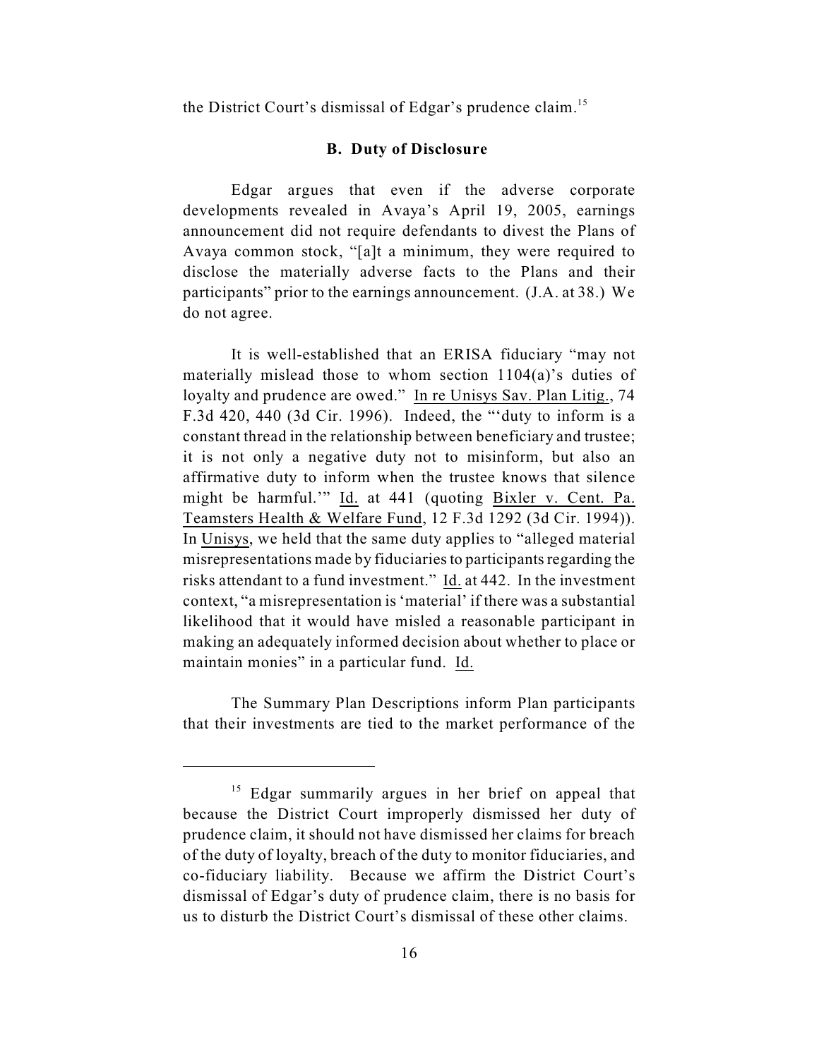the District Court's dismissal of Edgar's prudence claim.[15]

### B. Duty of Disclosure

Edgar argues that even if the adverse corporate developments revealed in Avaya's April 19, 2005, earnings announcement did not require defendants to divest the Plans of Avaya common stock, "[a]t a minimum, they were required to disclose the materially adverse facts to the Plans and their participants" prior to the earnings announcement. (J.A. at 38.) We do not agree.

It is well-established that an ERISA fiduciary "may not materially mislead those to whom section 1104(a)'s duties of loyalty and prudence are owed." In re Unisys Sav. Plan Litig., 74 F.3d 420, 440 (3d Cir. 1996). Indeed, the "'duty to inform is a constant thread in the relationship between beneficiary and trustee; it is not only a negative duty not to misinform, but also an affirmative duty to inform when the trustee knows that silence might be harmful.'" Id. at 441 (quoting Bixler v. Cent. Pa. Teamsters Health & Welfare Fund, 12 F.3d 1292 (3d Cir. 1994)). In Unisys, we held that the same duty applies to "alleged material misrepresentations made by fiduciaries to participants regarding the risks attendant to a fund investment." Id. at 442. In the investment context, "a misrepresentation is 'material' if there was a substantial likelihood that it would have misled a reasonable participant in making an adequately informed decision about whether to place or maintain monies" in a particular fund. Id.

The Summary Plan Descriptions inform Plan participants that their investments are tied to the market performance of the

---

[15] Edgar summarily argues in her brief on appeal that because the District Court improperly dismissed her duty of prudence claim, it should not have dismissed her claims for breach of the duty of loyalty, breach of the duty to monitor fiduciaries, and co-fiduciary liability. Because we affirm the District Court's dismissal of Edgar's duty of prudence claim, there is no basis for us to disturb the District Court's dismissal of these other claims.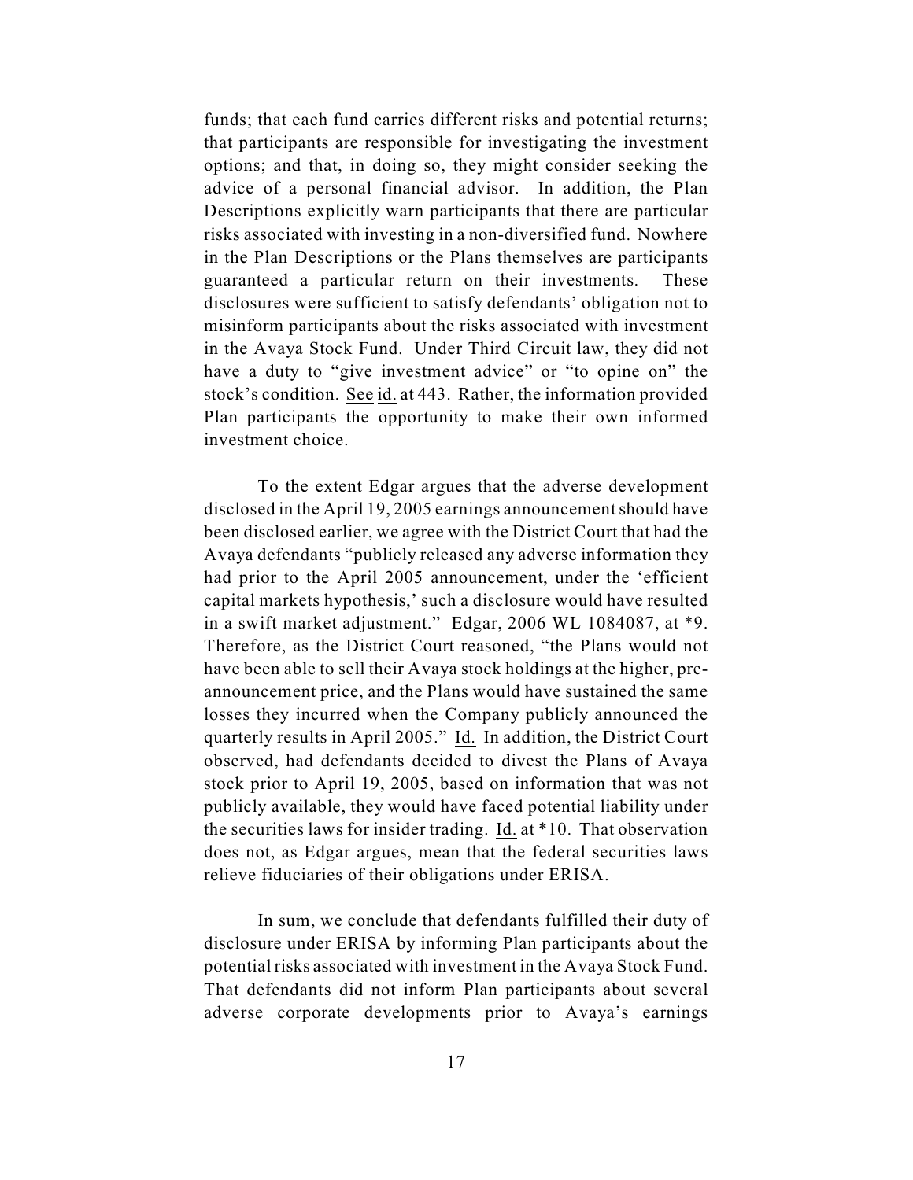funds; that each fund carries different risks and potential returns; that participants are responsible for investigating the investment options; and that, in doing so, they might consider seeking the advice of a personal financial advisor. In addition, the Plan Descriptions explicitly warn participants that there are particular risks associated with investing in a non-diversified fund. Nowhere in the Plan Descriptions or the Plans themselves are participants guaranteed a particular return on their investments. These disclosures were sufficient to satisfy defendants' obligation not to misinform participants about the risks associated with investment in the Avaya Stock Fund. Under Third Circuit law, they did not have a duty to "give investment advice" or "to opine on" the stock's condition. See id. at 443. Rather, the information provided Plan participants the opportunity to make their own informed investment choice.

To the extent Edgar argues that the adverse development disclosed in the April 19, 2005 earnings announcement should have been disclosed earlier, we agree with the District Court that had the Avaya defendants "publicly released any adverse information they had prior to the April 2005 announcement, under the 'efficient capital markets hypothesis,' such a disclosure would have resulted in a swift market adjustment." Edgar, 2006 WL 1084087, at *9. Therefore, as the District Court reasoned, "the Plans would not have been able to sell their Avaya stock holdings at the higher, pre-announcement price, and the Plans would have sustained the same losses they incurred when the Company publicly announced the quarterly results in April 2005." Id. In addition, the District Court observed, had defendants decided to divest the Plans of Avaya stock prior to April 19, 2005, based on information that was not publicly available, they would have faced potential liability under the securities laws for insider trading. Id. at *10. That observation does not, as Edgar argues, mean that the federal securities laws relieve fiduciaries of their obligations under ERISA.

In sum, we conclude that defendants fulfilled their duty of disclosure under ERISA by informing Plan participants about the potential risks associated with investment in the Avaya Stock Fund. That defendants did not inform Plan participants about several adverse corporate developments prior to Avaya's earnings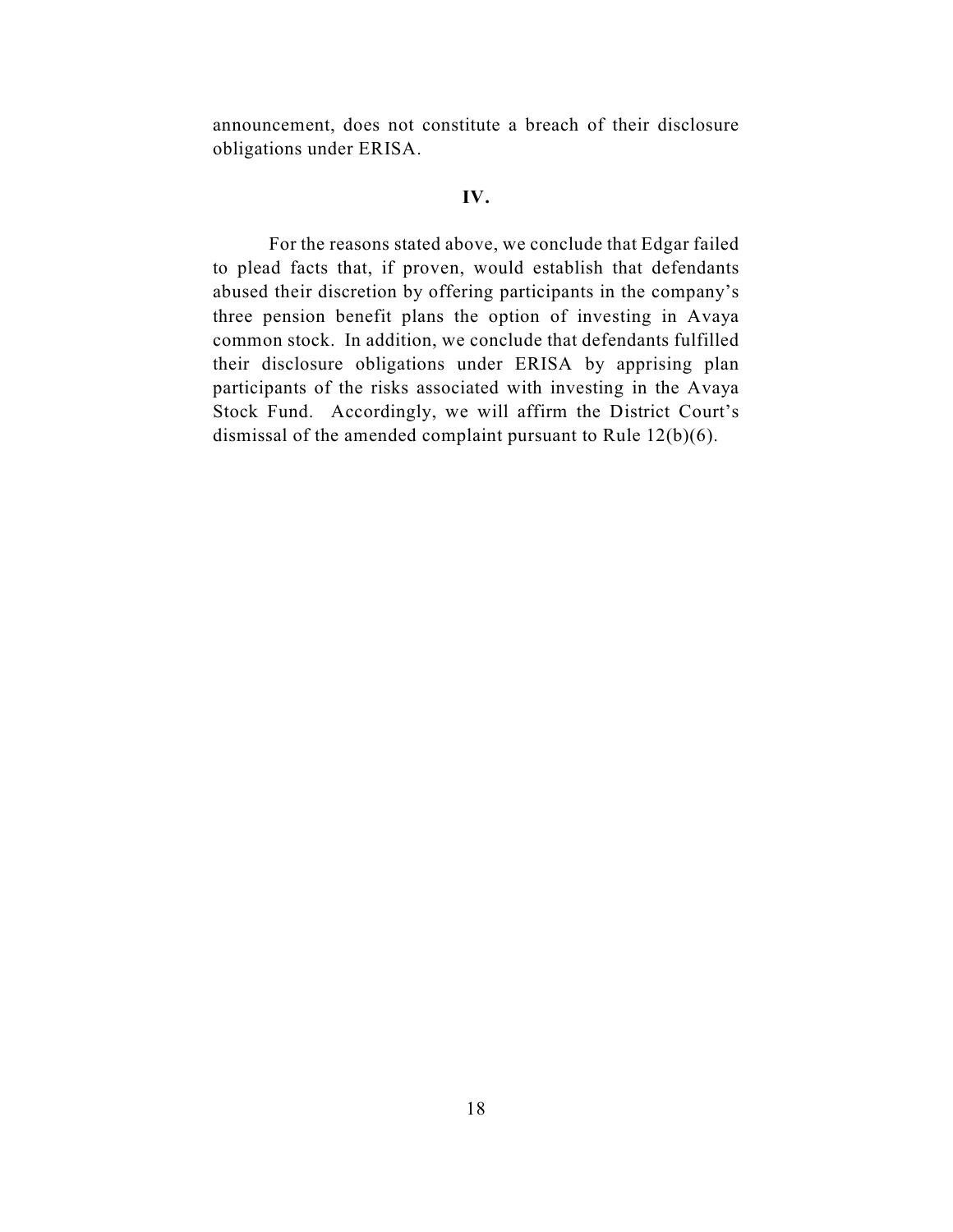announcement, does not constitute a breach of their disclosure obligations under ERISA.

## IV.

For the reasons stated above, we conclude that Edgar failed to plead facts that, if proven, would establish that defendants abused their discretion by offering participants in the company's three pension benefit plans the option of investing in Avaya common stock. In addition, we conclude that defendants fulfilled their disclosure obligations under ERISA by apprising plan participants of the risks associated with investing in the Avaya Stock Fund. Accordingly, we will affirm the District Court's dismissal of the amended complaint pursuant to Rule 12(b)(6).